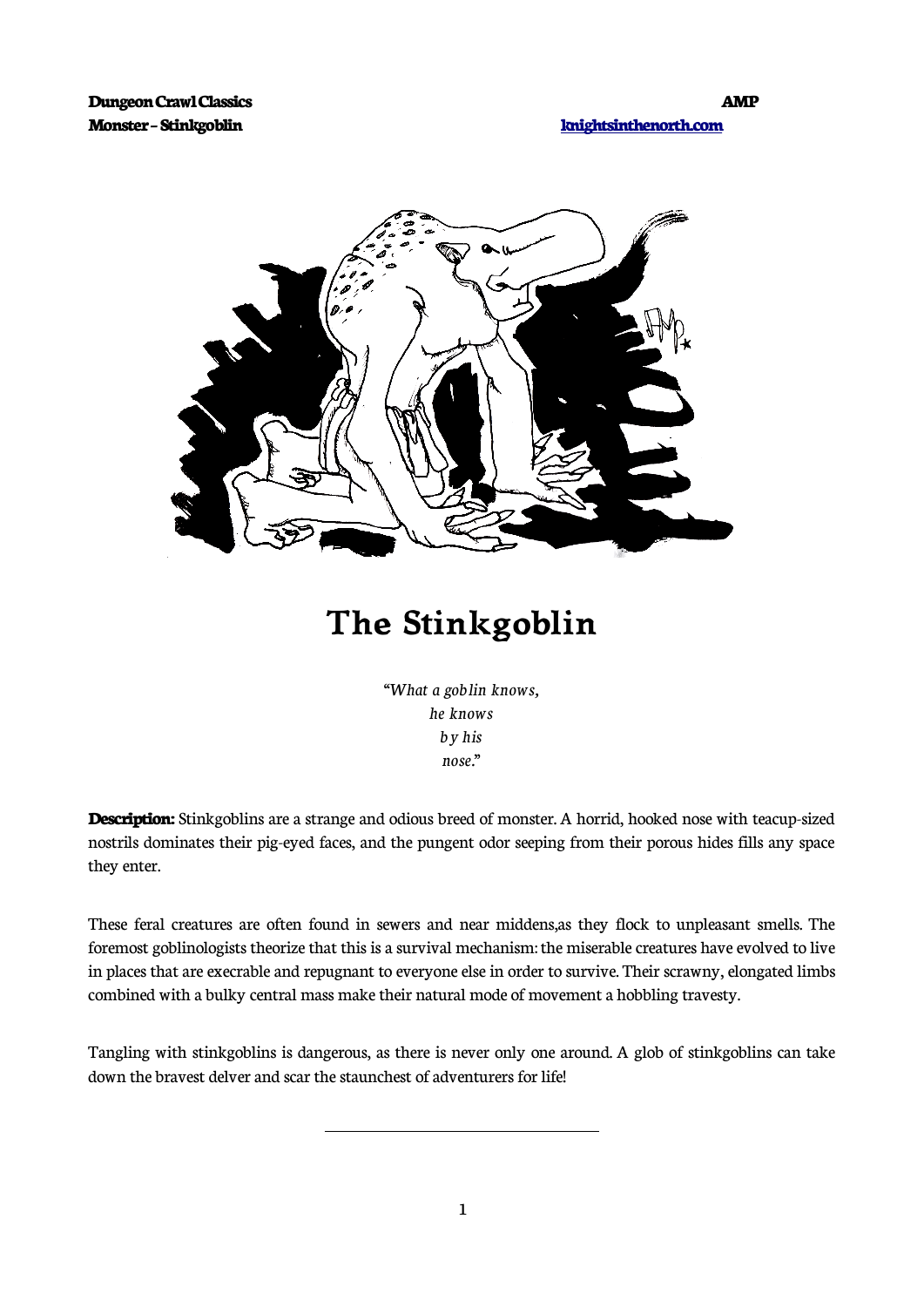# The Stinkgoblin

*"What a goblin knows,*
*he knows*
*by his*
*nose."*

**Description:** Stinkgoblins are a strange and odious breed of monster. A horrid, hooked nose with teacup-sized nostrils dominates their pig-eyed faces, and the pungent odor seeping from their porous hides fills any space they enter.

These feral creatures are often found in sewers and near middens,as they flock to unpleasant smells. The foremost goblinologists theorize that this is a survival mechanism: the miserable creatures have evolved to live in places that are execrable and repugnant to everyone else in order to survive. Their scrawny, elongated limbs combined with a bulky central mass make their natural mode of movement a hobbling travesty.

Tangling with stinkgoblins is dangerous, as there is never only one around. A glob of stinkgoblins can take down the bravest delver and scar the staunchest of adventurers for life!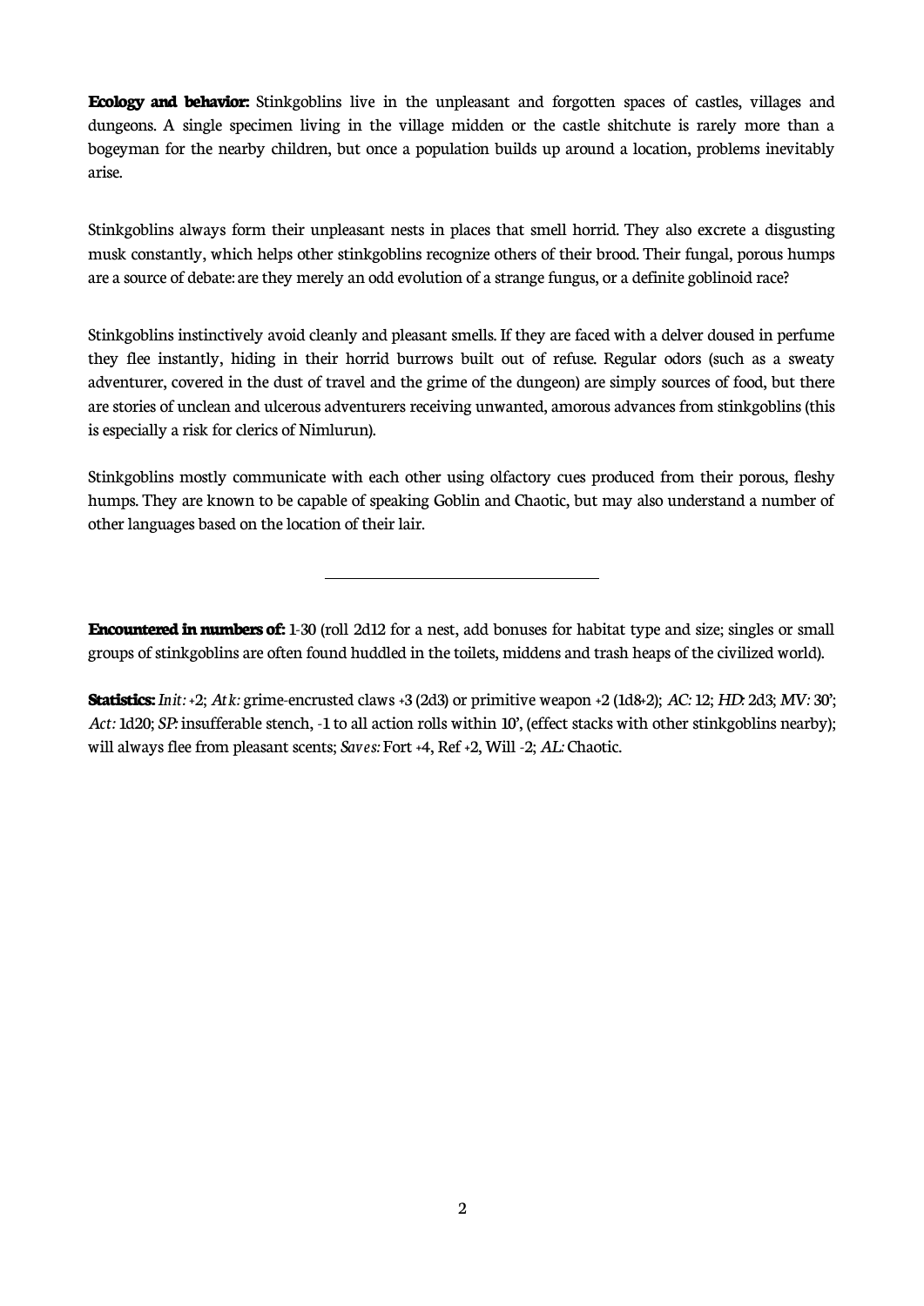**Ecology and behavior:** Stinkgoblins live in the unpleasant and forgotten spaces of castles, villages and dungeons. A single specimen living in the village midden or the castle shitchute is rarely more than a bogeyman for the nearby children, but once a population builds up around a location, problems inevitably arise.

Stinkgoblins always form their unpleasant nests in places that smell horrid. They also excrete a disgusting musk constantly, which helps other stinkgoblins recognize others of their brood. Their fungal, porous humps are a source of debate: are they merely an odd evolution of a strange fungus, or a definite goblinoid race?

Stinkgoblins instinctively avoid cleanly and pleasant smells. If they are faced with a delver doused in perfume they flee instantly, hiding in their horrid burrows built out of refuse. Regular odors (such as a sweaty adventurer, covered in the dust of travel and the grime of the dungeon) are simply sources of food, but there are stories of unclean and ulcerous adventurers receiving unwanted, amorous advances from stinkgoblins (this is especially a risk for clerics of Nimlurun).

Stinkgoblins mostly communicate with each other using olfactory cues produced from their porous, fleshy humps. They are known to be capable of speaking Goblin and Chaotic, but may also understand a number of other languages based on the location of their lair.

---

**Encountered in numbers of:** 1-30 (roll 2d12 for a nest, add bonuses for habitat type and size; singles or small groups of stinkgoblins are often found huddled in the toilets, middens and trash heaps of the civilized world).

**Statistics:** *Init:* +2; *Atk:* grime-encrusted claws +3 (2d3) or primitive weapon +2 (1d8+2); *AC:* 12; *HD:* 2d3; *MV:* 30'; *Act:* 1d20; *SP:* insufferable stench, -1 to all action rolls within 10', (effect stacks with other stinkgoblins nearby); will always flee from pleasant scents; *Saves:* Fort +4, Ref +2, Will -2; *AL:* Chaotic.